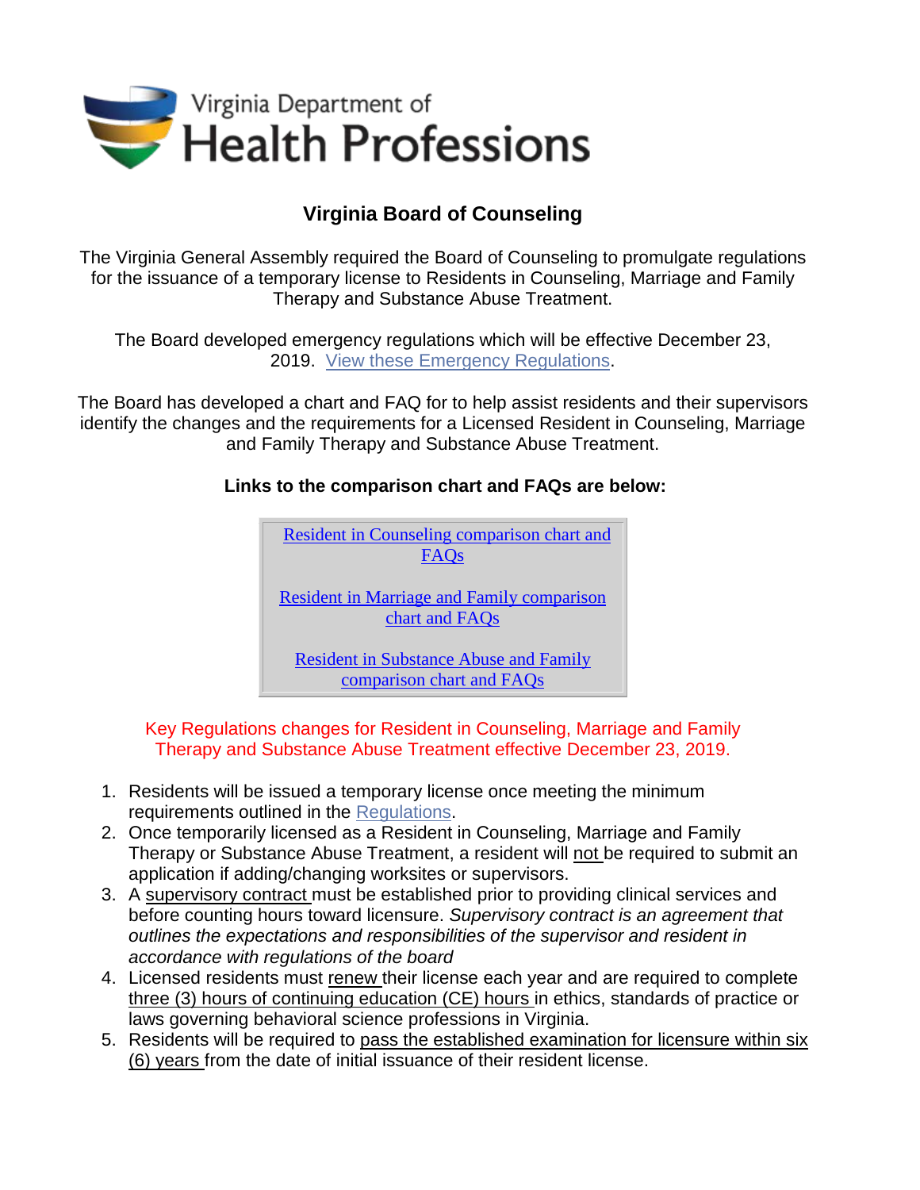Virginia Department of Health Professions

# Virginia Board of Counseling

The Virginia General Assembly required the Board of Counseling to promulgate regulations for the issuance of a temporary license to Residents in Counseling, Marriage and Family Therapy and Substance Abuse Treatment.

The Board developed emergency regulations which will be effective December 23, 2019. View these Emergency Regulations.

The Board has developed a chart and FAQ for to help assist residents and their supervisors identify the changes and the requirements for a Licensed Resident in Counseling, Marriage and Family Therapy and Substance Abuse Treatment.

**Links to the comparison chart and FAQs are below:**

Resident in Counseling comparison chart and FAQs

Resident in Marriage and Family comparison chart and FAQs

Resident in Substance Abuse and Family comparison chart and FAQs

Key Regulations changes for Resident in Counseling, Marriage and Family Therapy and Substance Abuse Treatment effective December 23, 2019.

1. Residents will be issued a temporary license once meeting the minimum requirements outlined in the Regulations.
2. Once temporarily licensed as a Resident in Counseling, Marriage and Family Therapy or Substance Abuse Treatment, a resident will not be required to submit an application if adding/changing worksites or supervisors.
3. A supervisory contract must be established prior to providing clinical services and before counting hours toward licensure. *Supervisory contract is an agreement that outlines the expectations and responsibilities of the supervisor and resident in accordance with regulations of the board*
4. Licensed residents must renew their license each year and are required to complete three (3) hours of continuing education (CE) hours in ethics, standards of practice or laws governing behavioral science professions in Virginia.
5. Residents will be required to pass the established examination for licensure within six (6) years from the date of initial issuance of their resident license.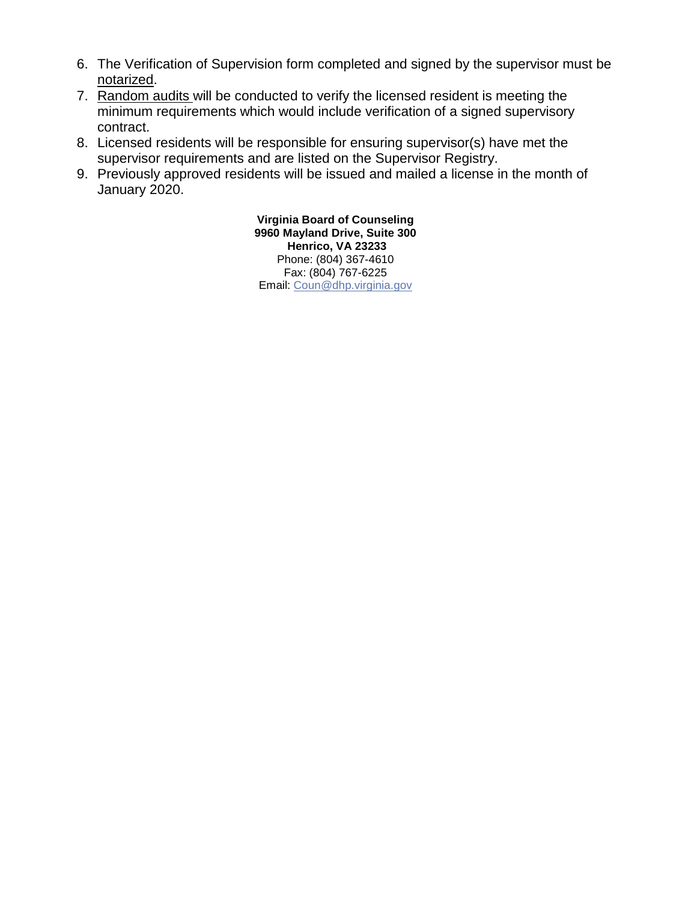6. The Verification of Supervision form completed and signed by the supervisor must be notarized.
7. Random audits will be conducted to verify the licensed resident is meeting the minimum requirements which would include verification of a signed supervisory contract.
8. Licensed residents will be responsible for ensuring supervisor(s) have met the supervisor requirements and are listed on the Supervisor Registry.
9. Previously approved residents will be issued and mailed a license in the month of January 2020.

**Virginia Board of Counseling**
**9960 Mayland Drive, Suite 300**
**Henrico, VA 23233**
Phone: (804) 367-4610
Fax: (804) 767-6225
Email: Coun@dhp.virginia.gov